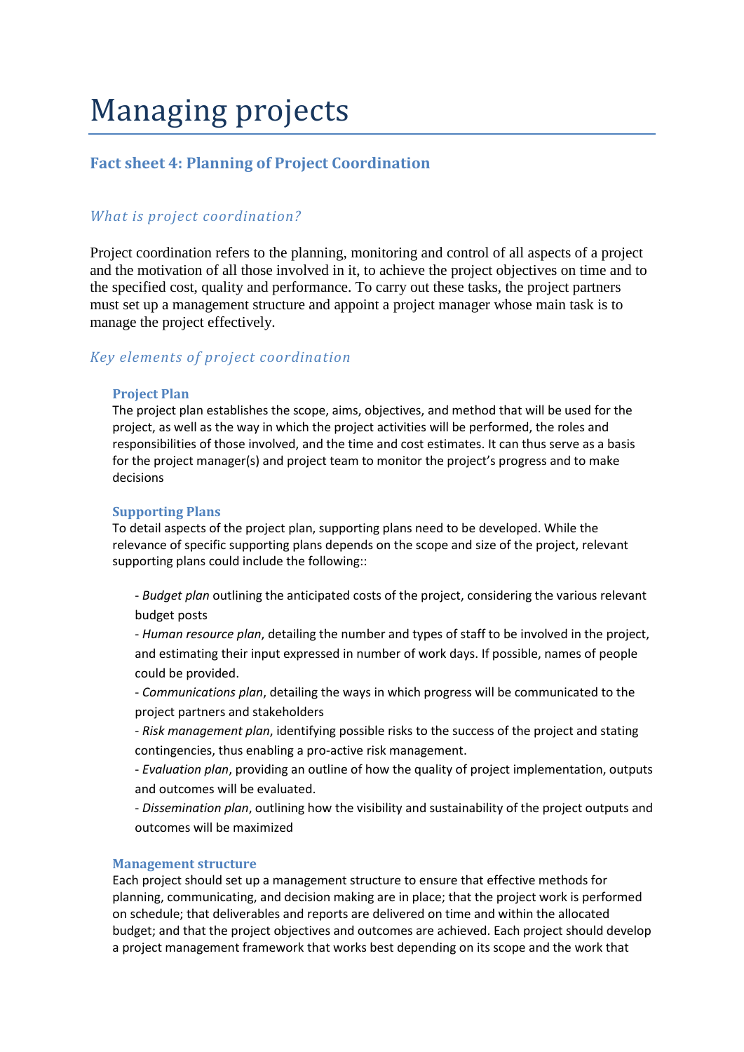# Managing projects

## Fact sheet 4: Planning of Project Coordination

### *What is project coordination?*

Project coordination refers to the planning, monitoring and control of all aspects of a project and the motivation of all those involved in it, to achieve the project objectives on time and to the specified cost, quality and performance. To carry out these tasks, the project partners must set up a management structure and appoint a project manager whose main task is to manage the project effectively.

### *Key elements of project coordination*

#### Project Plan

The project plan establishes the scope, aims, objectives, and method that will be used for the project, as well as the way in which the project activities will be performed, the roles and responsibilities of those involved, and the time and cost estimates. It can thus serve as a basis for the project manager(s) and project team to monitor the project's progress and to make decisions

#### Supporting Plans

To detail aspects of the project plan, supporting plans need to be developed. While the relevance of specific supporting plans depends on the scope and size of the project, relevant supporting plans could include the following::

- *Budget plan* outlining the anticipated costs of the project, considering the various relevant budget posts
- *Human resource plan*, detailing the number and types of staff to be involved in the project, and estimating their input expressed in number of work days. If possible, names of people could be provided.
- *Communications plan*, detailing the ways in which progress will be communicated to the project partners and stakeholders
- *Risk management plan*, identifying possible risks to the success of the project and stating contingencies, thus enabling a pro-active risk management.
- *Evaluation plan*, providing an outline of how the quality of project implementation, outputs and outcomes will be evaluated.
- *Dissemination plan*, outlining how the visibility and sustainability of the project outputs and outcomes will be maximized

#### Management structure

Each project should set up a management structure to ensure that effective methods for planning, communicating, and decision making are in place; that the project work is performed on schedule; that deliverables and reports are delivered on time and within the allocated budget; and that the project objectives and outcomes are achieved. Each project should develop a project management framework that works best depending on its scope and the work that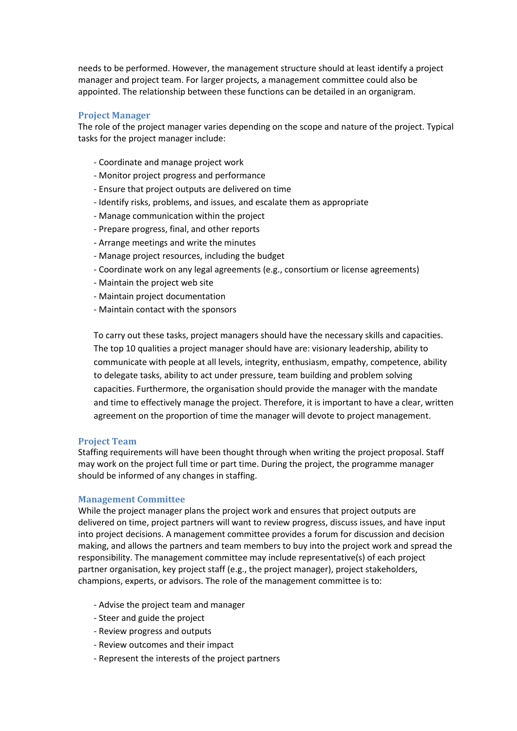needs to be performed. However, the management structure should at least identify a project manager and project team. For larger projects, a management committee could also be appointed. The relationship between these functions can be detailed in an organigram.

### Project Manager

The role of the project manager varies depending on the scope and nature of the project. Typical tasks for the project manager include:

- Coordinate and manage project work
- Monitor project progress and performance
- Ensure that project outputs are delivered on time
- Identify risks, problems, and issues, and escalate them as appropriate
- Manage communication within the project
- Prepare progress, final, and other reports
- Arrange meetings and write the minutes
- Manage project resources, including the budget
- Coordinate work on any legal agreements (e.g., consortium or license agreements)
- Maintain the project web site
- Maintain project documentation
- Maintain contact with the sponsors

To carry out these tasks, project managers should have the necessary skills and capacities. The top 10 qualities a project manager should have are: visionary leadership, ability to communicate with people at all levels, integrity, enthusiasm, empathy, competence, ability to delegate tasks, ability to act under pressure, team building and problem solving capacities. Furthermore, the organisation should provide the manager with the mandate and time to effectively manage the project. Therefore, it is important to have a clear, written agreement on the proportion of time the manager will devote to project management.

### Project Team

Staffing requirements will have been thought through when writing the project proposal. Staff may work on the project full time or part time. During the project, the programme manager should be informed of any changes in staffing.

### Management Committee

While the project manager plans the project work and ensures that project outputs are delivered on time, project partners will want to review progress, discuss issues, and have input into project decisions. A management committee provides a forum for discussion and decision making, and allows the partners and team members to buy into the project work and spread the responsibility. The management committee may include representative(s) of each project partner organisation, key project staff (e.g., the project manager), project stakeholders, champions, experts, or advisors. The role of the management committee is to:

- Advise the project team and manager
- Steer and guide the project
- Review progress and outputs
- Review outcomes and their impact
- Represent the interests of the project partners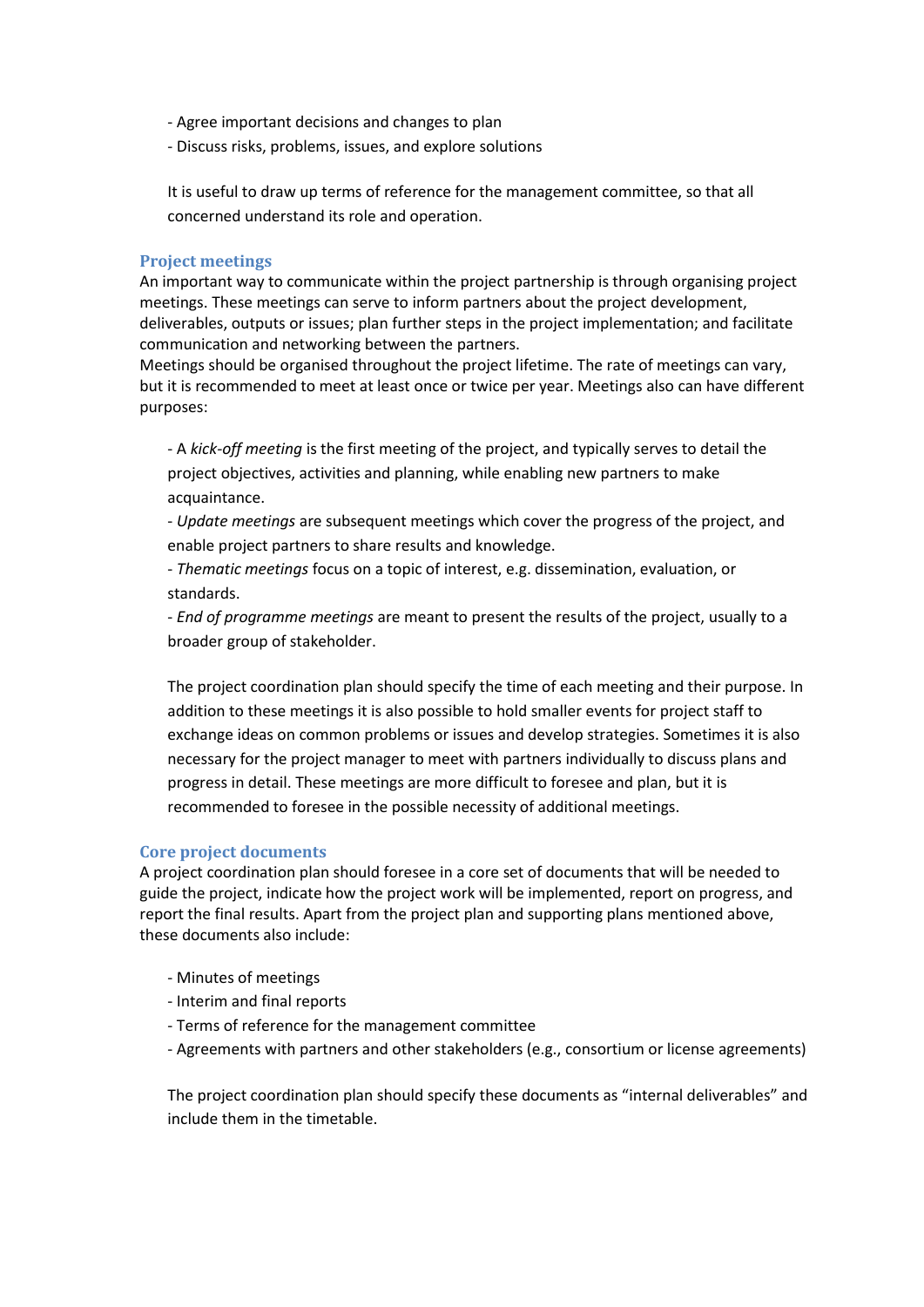- Agree important decisions and changes to plan
- Discuss risks, problems, issues, and explore solutions

It is useful to draw up terms of reference for the management committee, so that all concerned understand its role and operation.

### Project meetings

An important way to communicate within the project partnership is through organising project meetings. These meetings can serve to inform partners about the project development, deliverables, outputs or issues; plan further steps in the project implementation; and facilitate communication and networking between the partners.
Meetings should be organised throughout the project lifetime. The rate of meetings can vary, but it is recommended to meet at least once or twice per year. Meetings also can have different purposes:

- A *kick-off meeting* is the first meeting of the project, and typically serves to detail the project objectives, activities and planning, while enabling new partners to make acquaintance.
- *Update meetings* are subsequent meetings which cover the progress of the project, and enable project partners to share results and knowledge.
- *Thematic meetings* focus on a topic of interest, e.g. dissemination, evaluation, or standards.
- *End of programme meetings* are meant to present the results of the project, usually to a broader group of stakeholder.

The project coordination plan should specify the time of each meeting and their purpose. In addition to these meetings it is also possible to hold smaller events for project staff to exchange ideas on common problems or issues and develop strategies. Sometimes it is also necessary for the project manager to meet with partners individually to discuss plans and progress in detail. These meetings are more difficult to foresee and plan, but it is recommended to foresee in the possible necessity of additional meetings.

### Core project documents

A project coordination plan should foresee in a core set of documents that will be needed to guide the project, indicate how the project work will be implemented, report on progress, and report the final results. Apart from the project plan and supporting plans mentioned above, these documents also include:

- Minutes of meetings
- Interim and final reports
- Terms of reference for the management committee
- Agreements with partners and other stakeholders (e.g., consortium or license agreements)

The project coordination plan should specify these documents as "internal deliverables" and include them in the timetable.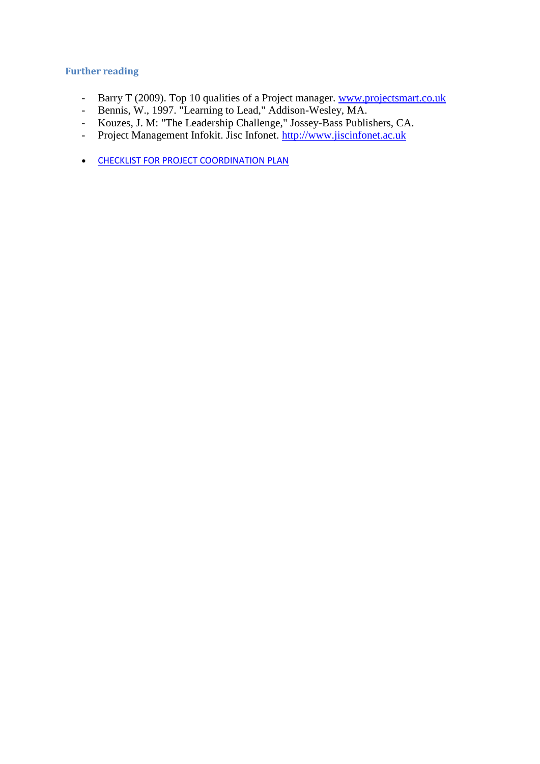### Further reading

- Barry T (2009). Top 10 qualities of a Project manager. www.projectsmart.co.uk
- Bennis, W., 1997. "Learning to Lead," Addison-Wesley, MA.
- Kouzes, J. M: "The Leadership Challenge," Jossey-Bass Publishers, CA.
- Project Management Infokit. Jisc Infonet. http://www.jiscinfonet.ac.uk

- CHECKLIST FOR PROJECT COORDINATION PLAN